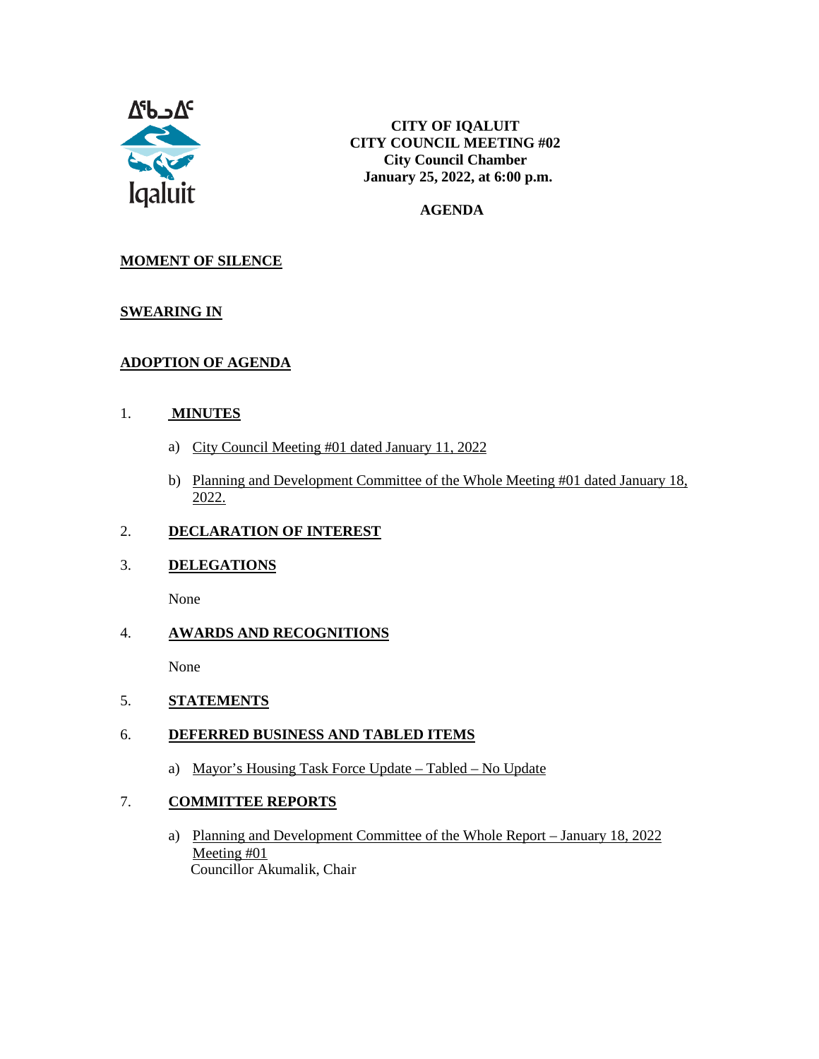ᐃᖃᓗᐃᑦ
Iqaluit

**CITY OF IQALUIT**
**CITY COUNCIL MEETING #02**
**City Council Chamber**
**January 25, 2022, at 6:00 p.m.**

**AGENDA**

## MOMENT OF SILENCE

## SWEARING IN

## ADOPTION OF AGENDA

## 1. MINUTES

a) City Council Meeting #01 dated January 11, 2022

b) Planning and Development Committee of the Whole Meeting #01 dated January 18, 2022.

## 2. DECLARATION OF INTEREST

## 3. DELEGATIONS

None

## 4. AWARDS AND RECOGNITIONS

None

## 5. STATEMENTS

## 6. DEFERRED BUSINESS AND TABLED ITEMS

a) Mayor's Housing Task Force Update – Tabled – No Update

## 7. COMMITTEE REPORTS

a) Planning and Development Committee of the Whole Report – January 18, 2022 Meeting #01
Councillor Akumalik, Chair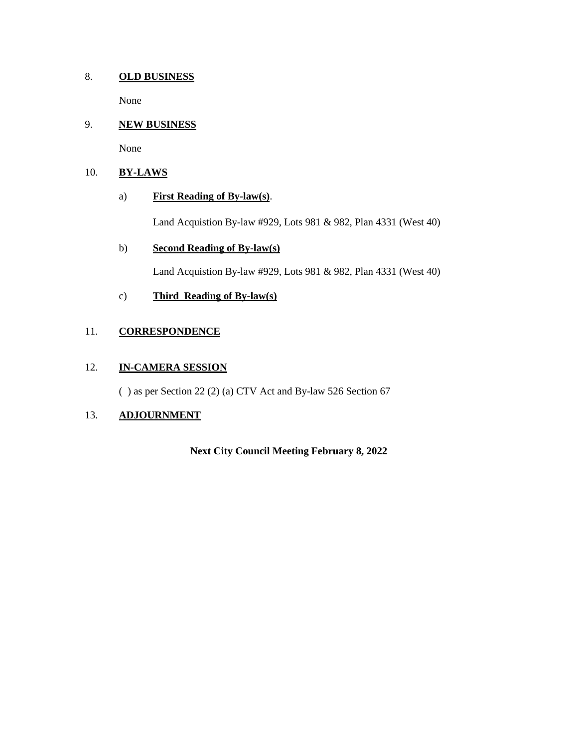## 8. OLD BUSINESS

None

## 9. NEW BUSINESS

None

## 10. BY-LAWS

### a) First Reading of By-law(s).

Land Acquistion By-law #929, Lots 981 & 982, Plan 4331 (West 40)

### b) Second Reading of By-law(s)

Land Acquistion By-law #929, Lots 981 & 982, Plan 4331 (West 40)

### c) Third Reading of By-law(s)

## 11. CORRESPONDENCE

## 12. IN-CAMERA SESSION

( ) as per Section 22 (2) (a) CTV Act and By-law 526 Section 67

## 13. ADJOURNMENT

**Next City Council Meeting February 8, 2022**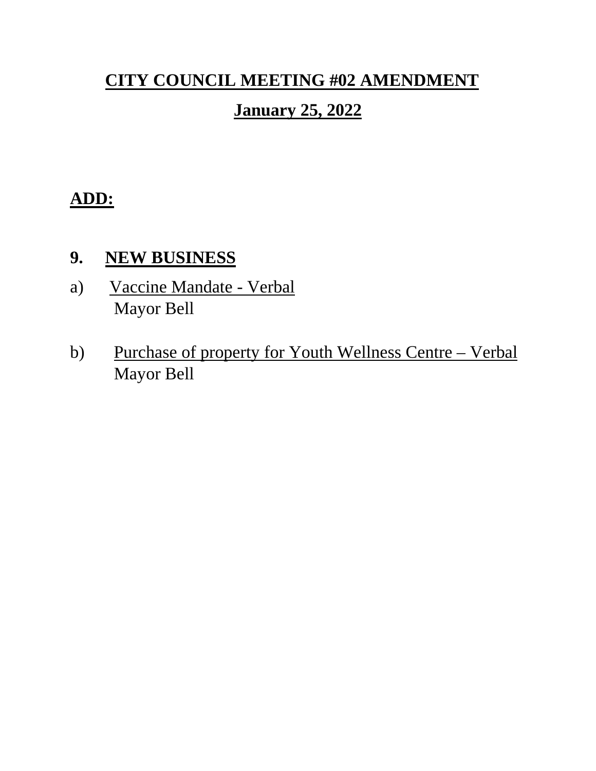# CITY COUNCIL MEETING #02 AMENDMENT

## January 25, 2022

**ADD:**

## 9. NEW BUSINESS

a) Vaccine Mandate - Verbal
Mayor Bell

b) Purchase of property for Youth Wellness Centre – Verbal
Mayor Bell